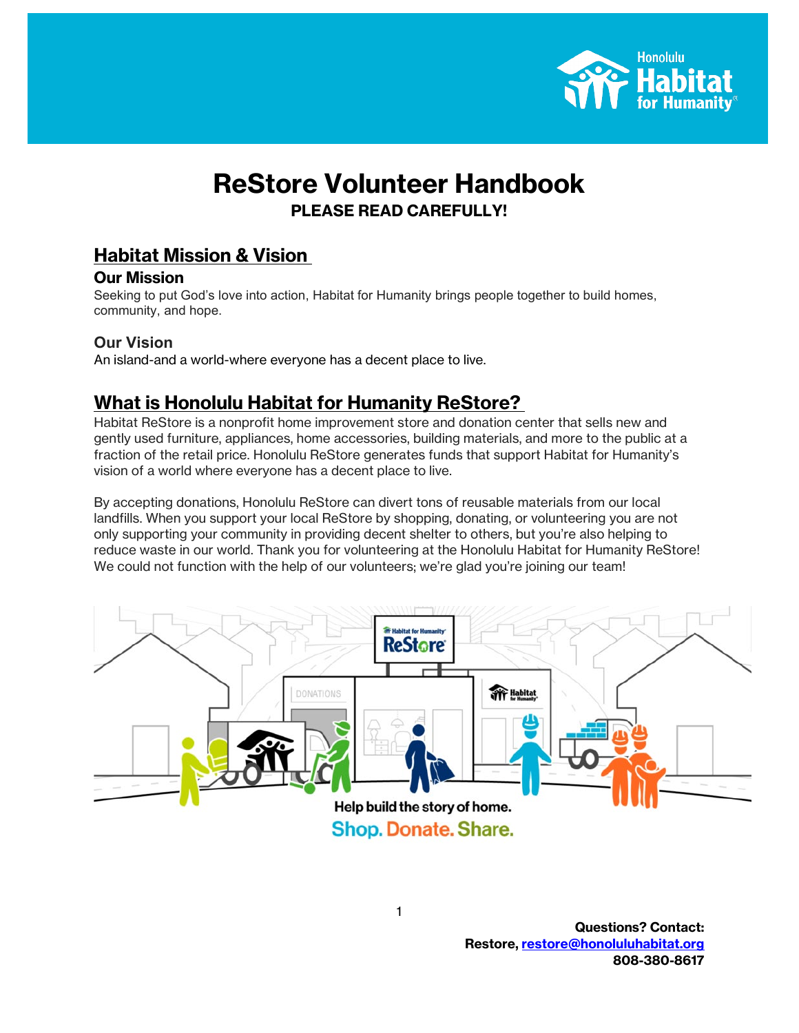# ReStore Volunteer Handbook

**PLEASE READ CAREFULLY!**

## Habitat Mission & Vision

### Our Mission

Seeking to put God's love into action, Habitat for Humanity brings people together to build homes, community, and hope.

### Our Vision

An island-and a world-where everyone has a decent place to live.

## What is Honolulu Habitat for Humanity ReStore?

Habitat ReStore is a nonprofit home improvement store and donation center that sells new and gently used furniture, appliances, home accessories, building materials, and more to the public at a fraction of the retail price. Honolulu ReStore generates funds that support Habitat for Humanity's vision of a world where everyone has a decent place to live.

By accepting donations, Honolulu ReStore can divert tons of reusable materials from our local landfills. When you support your local ReStore by shopping, donating, or volunteering you are not only supporting your community in providing decent shelter to others, but you're also helping to reduce waste in our world. Thank you for volunteering at the Honolulu Habitat for Humanity ReStore! We could not function with the help of our volunteers; we're glad you're joining our team!

Help build the story of home.

Shop. Donate. Share.

**Questions? Contact:**
**Restore, [restore@honoluluhabitat.org](mailto:restore@honoluluhabitat.org)**
**808-380-8617**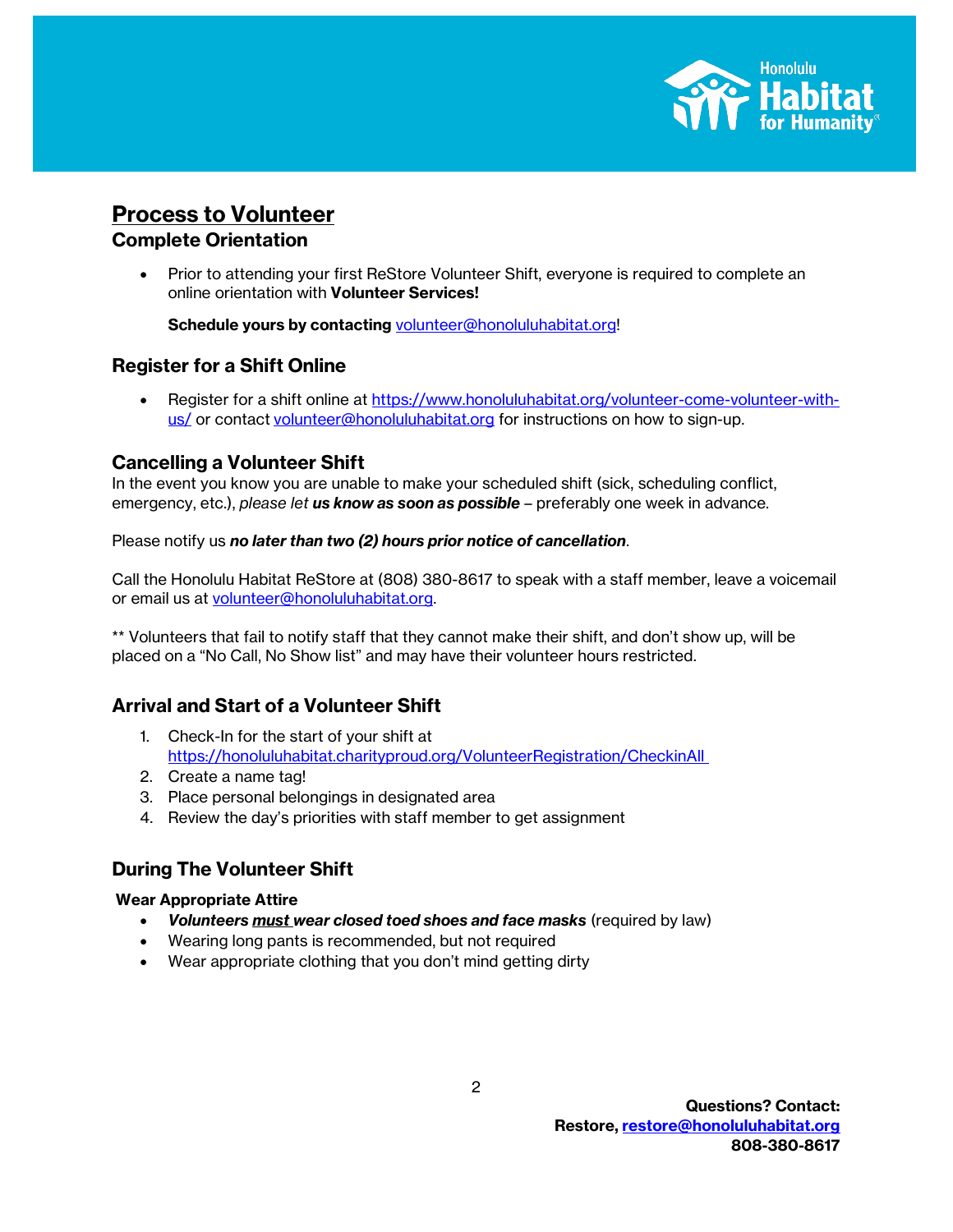# Process to Volunteer

## Complete Orientation

- Prior to attending your first ReStore Volunteer Shift, everyone is required to complete an online orientation with **Volunteer Services!**

  **Schedule yours by contacting** volunteer@honoluluhabitat.org!

## Register for a Shift Online

- Register for a shift online at https://www.honoluluhabitat.org/volunteer-come-volunteer-with-us/ or contact volunteer@honoluluhabitat.org for instructions on how to sign-up.

## Cancelling a Volunteer Shift

In the event you know you are unable to make your scheduled shift (sick, scheduling conflict, emergency, etc.), *please let **us know as soon as possible*** – preferably one week in advance.

Please notify us ***no later than two (2) hours prior notice of cancellation***.

Call the Honolulu Habitat ReStore at (808) 380-8617 to speak with a staff member, leave a voicemail or email us at volunteer@honoluluhabitat.org.

** Volunteers that fail to notify staff that they cannot make their shift, and don't show up, will be placed on a "No Call, No Show list" and may have their volunteer hours restricted.

## Arrival and Start of a Volunteer Shift

1. Check-In for the start of your shift at https://honoluluhabitat.charityproud.org/VolunteerRegistration/CheckinAll
2. Create a name tag!
3. Place personal belongings in designated area
4. Review the day's priorities with staff member to get assignment

## During The Volunteer Shift

**Wear Appropriate Attire**

- ***Volunteers must wear closed toed shoes and face masks*** (required by law)
- Wearing long pants is recommended, but not required
- Wear appropriate clothing that you don't mind getting dirty

**Questions? Contact:**
**Restore, restore@honoluluhabitat.org**
**808-380-8617**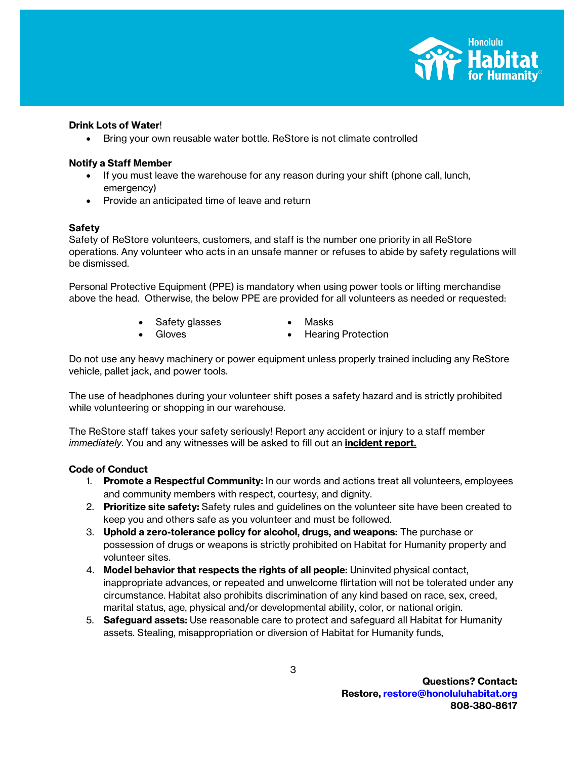**Drink Lots of Water**!

- Bring your own reusable water bottle. ReStore is not climate controlled

**Notify a Staff Member**

- If you must leave the warehouse for any reason during your shift (phone call, lunch, emergency)
- Provide an anticipated time of leave and return

**Safety**

Safety of ReStore volunteers, customers, and staff is the number one priority in all ReStore operations. Any volunteer who acts in an unsafe manner or refuses to abide by safety regulations will be dismissed.

Personal Protective Equipment (PPE) is mandatory when using power tools or lifting merchandise above the head. Otherwise, the below PPE are provided for all volunteers as needed or requested:

- Safety glasses
- Gloves
- Masks
- Hearing Protection

Do not use any heavy machinery or power equipment unless properly trained including any ReStore vehicle, pallet jack, and power tools.

The use of headphones during your volunteer shift poses a safety hazard and is strictly prohibited while volunteering or shopping in our warehouse.

The ReStore staff takes your safety seriously! Report any accident or injury to a staff member *immediately*. You and any witnesses will be asked to fill out an **incident report.**

**Code of Conduct**

1. **Promote a Respectful Community:** In our words and actions treat all volunteers, employees and community members with respect, courtesy, and dignity.
2. **Prioritize site safety:** Safety rules and guidelines on the volunteer site have been created to keep you and others safe as you volunteer and must be followed.
3. **Uphold a zero-tolerance policy for alcohol, drugs, and weapons:** The purchase or possession of drugs or weapons is strictly prohibited on Habitat for Humanity property and volunteer sites.
4. **Model behavior that respects the rights of all people:** Uninvited physical contact, inappropriate advances, or repeated and unwelcome flirtation will not be tolerated under any circumstance. Habitat also prohibits discrimination of any kind based on race, sex, creed, marital status, age, physical and/or developmental ability, color, or national origin.
5. **Safeguard assets:** Use reasonable care to protect and safeguard all Habitat for Humanity assets. Stealing, misappropriation or diversion of Habitat for Humanity funds,

**Questions? Contact:**
**Restore, restore@honoluluhabitat.org**
**808-380-8617**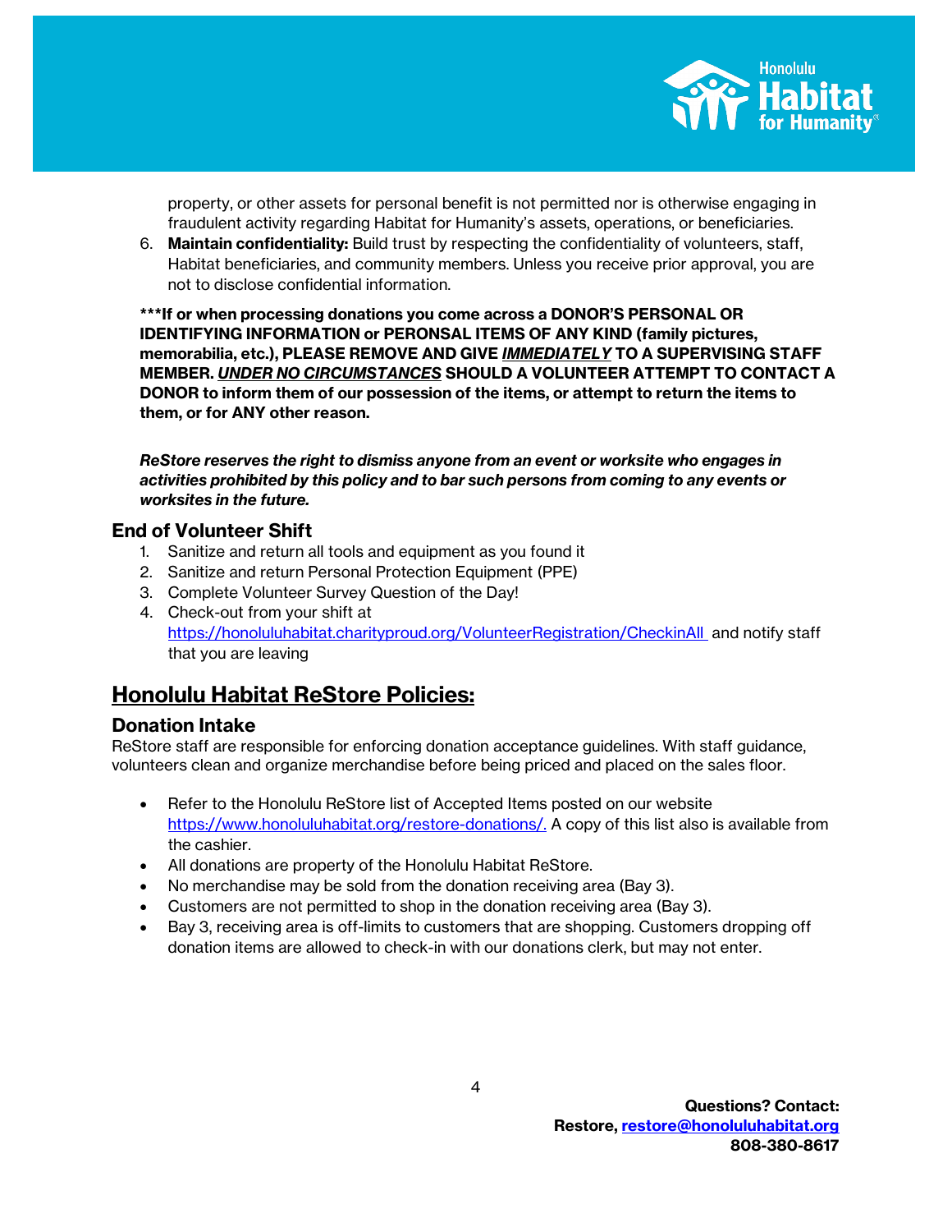property, or other assets for personal benefit is not permitted nor is otherwise engaging in fraudulent activity regarding Habitat for Humanity's assets, operations, or beneficiaries.

6. **Maintain confidentiality:** Build trust by respecting the confidentiality of volunteers, staff, Habitat beneficiaries, and community members. Unless you receive prior approval, you are not to disclose confidential information.

**\*\*\*If or when processing donations you come across a DONOR'S PERSONAL OR IDENTIFYING INFORMATION or PERONSAL ITEMS OF ANY KIND (family pictures, memorabilia, etc.), PLEASE REMOVE AND GIVE *IMMEDIATELY* TO A SUPERVISING STAFF MEMBER. *UNDER NO CIRCUMSTANCES* SHOULD A VOLUNTEER ATTEMPT TO CONTACT A DONOR to inform them of our possession of the items, or attempt to return the items to them, or for ANY other reason.**

***ReStore reserves the right to dismiss anyone from an event or worksite who engages in activities prohibited by this policy and to bar such persons from coming to any events or worksites in the future.***

### End of Volunteer Shift

1. Sanitize and return all tools and equipment as you found it
2. Sanitize and return Personal Protection Equipment (PPE)
3. Complete Volunteer Survey Question of the Day!
4. Check-out from your shift at https://honoluluhabitat.charityproud.org/VolunteerRegistration/CheckinAll and notify staff that you are leaving

## Honolulu Habitat ReStore Policies:

### Donation Intake

ReStore staff are responsible for enforcing donation acceptance guidelines. With staff guidance, volunteers clean and organize merchandise before being priced and placed on the sales floor.

- Refer to the Honolulu ReStore list of Accepted Items posted on our website https://www.honoluluhabitat.org/restore-donations/. A copy of this list also is available from the cashier.
- All donations are property of the Honolulu Habitat ReStore.
- No merchandise may be sold from the donation receiving area (Bay 3).
- Customers are not permitted to shop in the donation receiving area (Bay 3).
- Bay 3, receiving area is off-limits to customers that are shopping. Customers dropping off donation items are allowed to check-in with our donations clerk, but may not enter.

**Questions? Contact:**
**Restore, restore@honoluluhabitat.org**
**808-380-8617**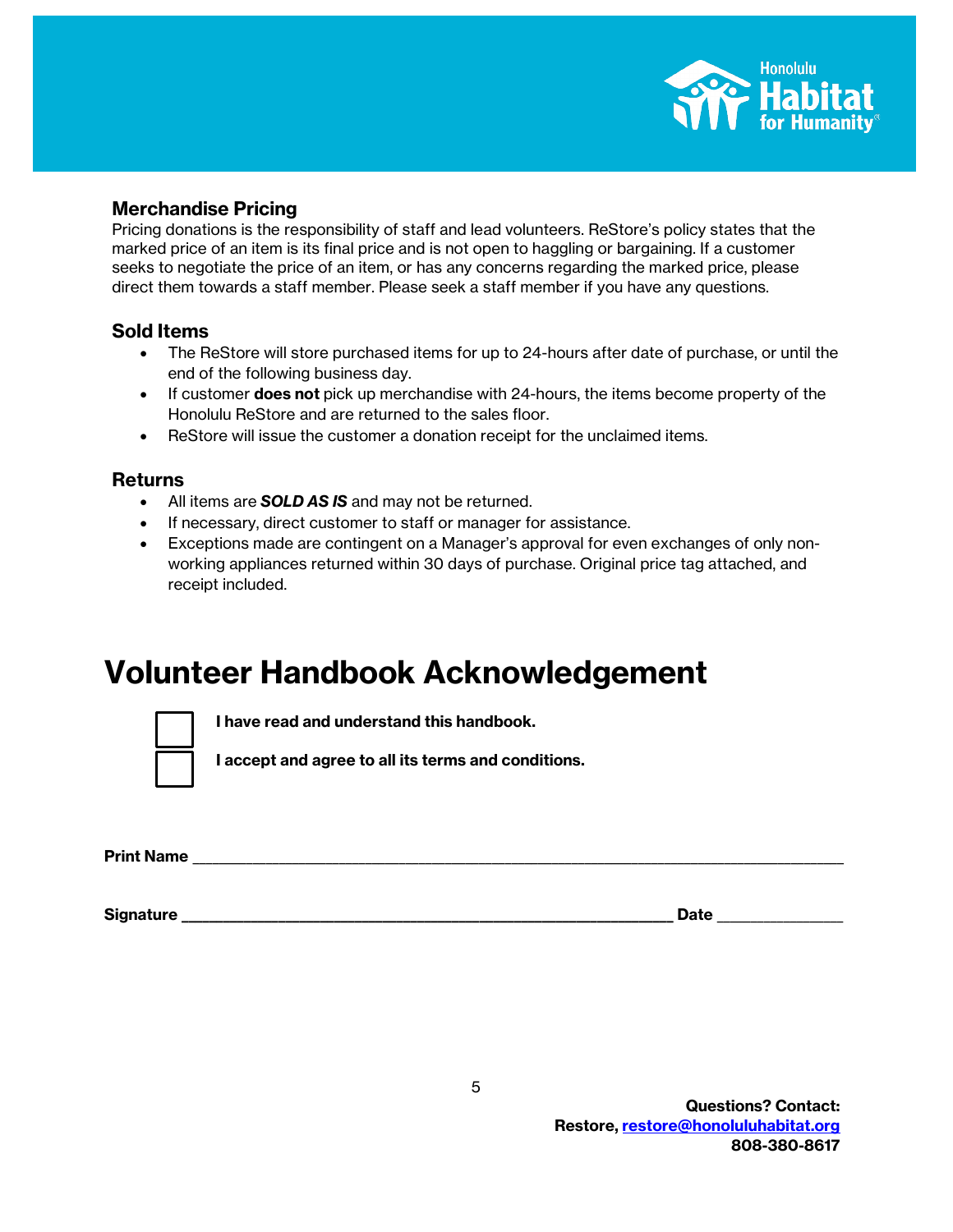### Merchandise Pricing

Pricing donations is the responsibility of staff and lead volunteers. ReStore's policy states that the marked price of an item is its final price and is not open to haggling or bargaining. If a customer seeks to negotiate the price of an item, or has any concerns regarding the marked price, please direct them towards a staff member. Please seek a staff member if you have any questions.

### Sold Items

- The ReStore will store purchased items for up to 24-hours after date of purchase, or until the end of the following business day.
- If customer **does not** pick up merchandise with 24-hours, the items become property of the Honolulu ReStore and are returned to the sales floor.
- ReStore will issue the customer a donation receipt for the unclaimed items.

### Returns

- All items are ***SOLD AS IS*** and may not be returned.
- If necessary, direct customer to staff or manager for assistance.
- Exceptions made are contingent on a Manager's approval for even exchanges of only non-working appliances returned within 30 days of purchase. Original price tag attached, and receipt included.

# Volunteer Handbook Acknowledgement

☐ **I have read and understand this handbook.**

☐ **I accept and agree to all its terms and conditions.**

**Print Name** ______________________________________________

**Signature** ________________________________________ **Date** ______________

**Questions? Contact:**
**Restore, restore@honoluluhabitat.org**
**808-380-8617**